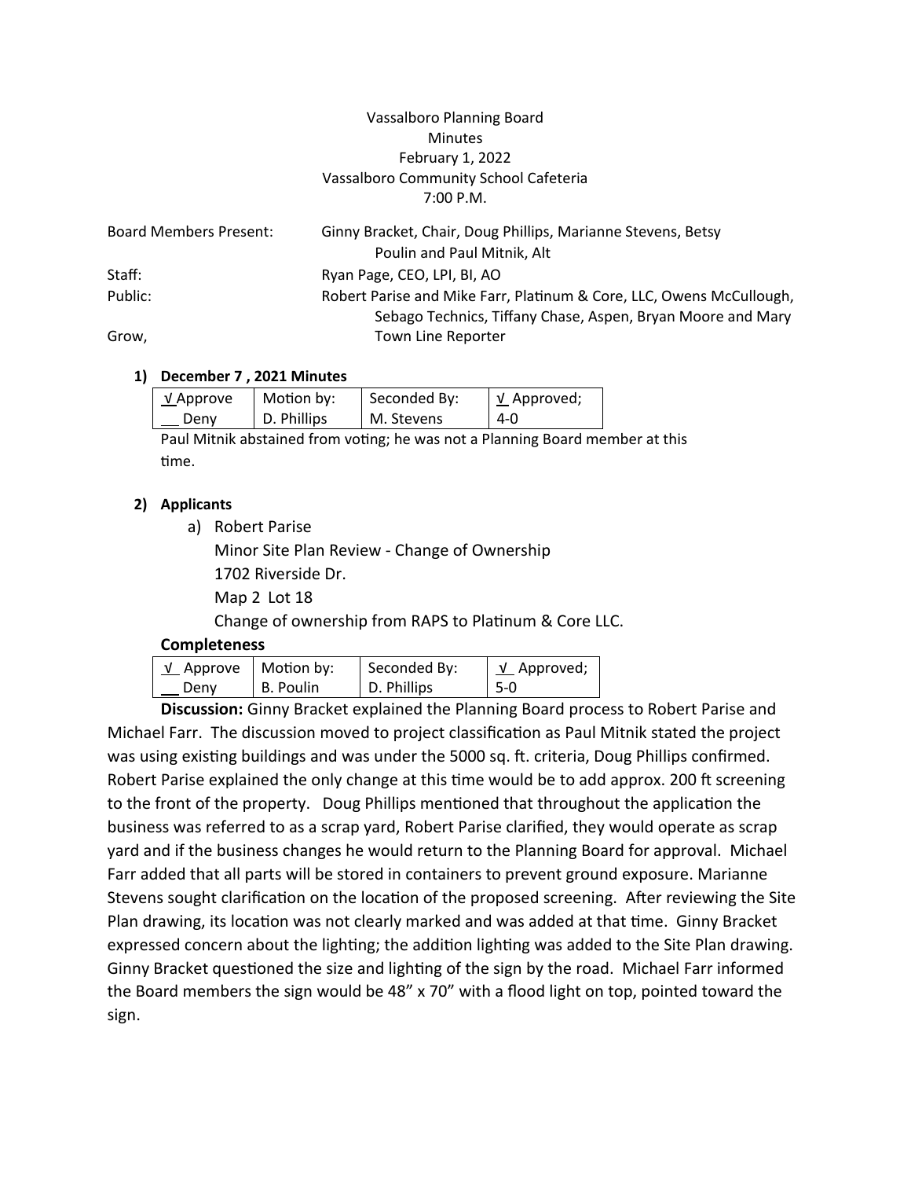Vassalboro Planning Board
Minutes
February 1, 2022
Vassalboro Community School Cafeteria
7:00 P.M.

| | |
|---|---|
| Board Members Present: | Ginny Bracket, Chair, Doug Phillips, Marianne Stevens, Betsy Poulin and Paul Mitnik, Alt |
| Staff: | Ryan Page, CEO, LPI, BI, AO |
| Public: | Robert Parise and Mike Farr, Platinum & Core, LLC, Owens McCullough, Sebago Technics, Tiffany Chase, Aspen, Bryan Moore and Mary Grow, Town Line Reporter |

**1) December 7 , 2021 Minutes**

| | | | |
|---|---|---|---|
| √ Approve<br>__ Deny | Motion by:<br>D. Phillips | Seconded By:<br>M. Stevens | √ Approved;<br>4-0 |

Paul Mitnik abstained from voting; he was not a Planning Board member at this time.

**2) Applicants**

a) Robert Parise
Minor Site Plan Review - Change of Ownership
1702 Riverside Dr.
Map 2 Lot 18
Change of ownership from RAPS to Platinum & Core LLC.

**Completeness**

| | | | |
|---|---|---|---|
| √ Approve<br>__ Deny | Motion by:<br>B. Poulin | Seconded By:<br>D. Phillips | √ Approved;<br>5-0 |

**Discussion:** Ginny Bracket explained the Planning Board process to Robert Parise and Michael Farr. The discussion moved to project classification as Paul Mitnik stated the project was using existing buildings and was under the 5000 sq. ft. criteria, Doug Phillips confirmed. Robert Parise explained the only change at this time would be to add approx. 200 ft screening to the front of the property. Doug Phillips mentioned that throughout the application the business was referred to as a scrap yard, Robert Parise clarified, they would operate as scrap yard and if the business changes he would return to the Planning Board for approval. Michael Farr added that all parts will be stored in containers to prevent ground exposure. Marianne Stevens sought clarification on the location of the proposed screening. After reviewing the Site Plan drawing, its location was not clearly marked and was added at that time. Ginny Bracket expressed concern about the lighting; the addition lighting was added to the Site Plan drawing. Ginny Bracket questioned the size and lighting of the sign by the road. Michael Farr informed the Board members the sign would be 48" x 70" with a flood light on top, pointed toward the sign.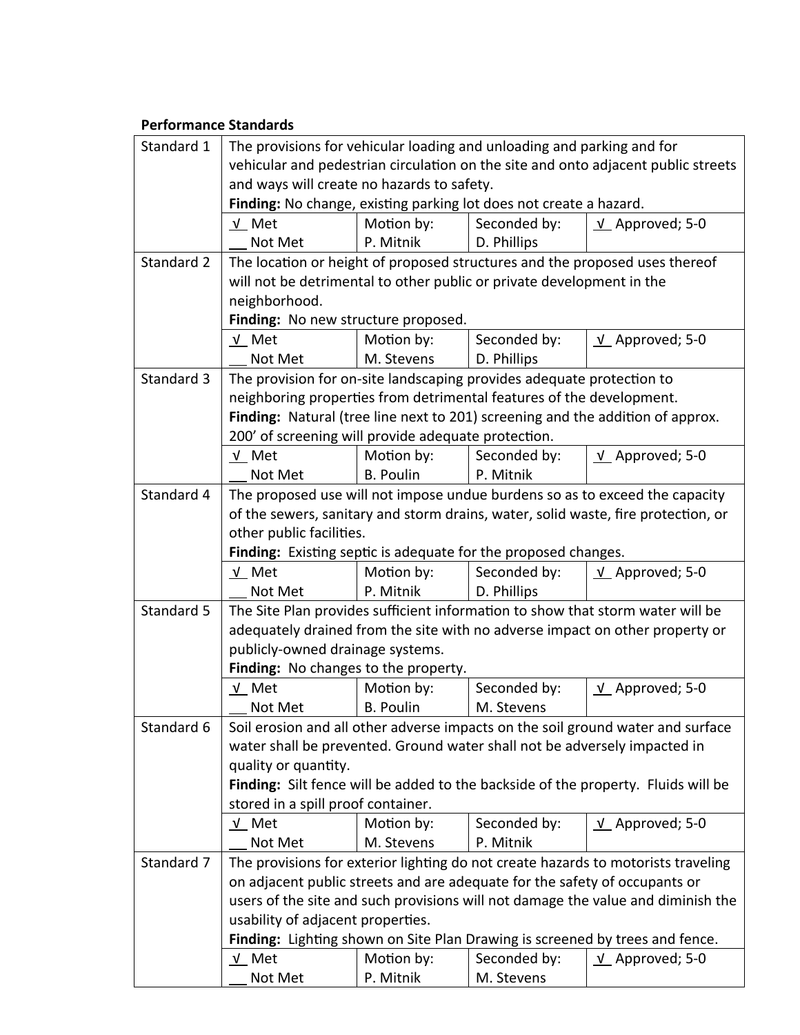**Performance Standards**

| | | | | |
|---|---|---|---|---|
| Standard 1 | The provisions for vehicular loading and unloading and parking and for vehicular and pedestrian circulation on the site and onto adjacent public streets and ways will create no hazards to safety.<br>**Finding:** No change, existing parking lot does not create a hazard. | | | |
| | √ Met<br>__ Not Met | Motion by:<br>P. Mitnik | Seconded by:<br>D. Phillips | √ Approved; 5-0 |
| Standard 2 | The location or height of proposed structures and the proposed uses thereof will not be detrimental to other public or private development in the neighborhood.<br>**Finding:** No new structure proposed. | | | |
| | √ Met<br>__ Not Met | Motion by:<br>M. Stevens | Seconded by:<br>D. Phillips | √ Approved; 5-0 |
| Standard 3 | The provision for on-site landscaping provides adequate protection to neighboring properties from detrimental features of the development.<br>**Finding:** Natural (tree line next to 201) screening and the addition of approx. 200' of screening will provide adequate protection. | | | |
| | √ Met<br>__ Not Met | Motion by:<br>B. Poulin | Seconded by:<br>P. Mitnik | √ Approved; 5-0 |
| Standard 4 | The proposed use will not impose undue burdens so as to exceed the capacity of the sewers, sanitary and storm drains, water, solid waste, fire protection, or other public facilities.<br>**Finding:** Existing septic is adequate for the proposed changes. | | | |
| | √ Met<br>__ Not Met | Motion by:<br>P. Mitnik | Seconded by:<br>D. Phillips | √ Approved; 5-0 |
| Standard 5 | The Site Plan provides sufficient information to show that storm water will be adequately drained from the site with no adverse impact on other property or publicly-owned drainage systems.<br>**Finding:** No changes to the property. | | | |
| | √ Met<br>__ Not Met | Motion by:<br>B. Poulin | Seconded by:<br>M. Stevens | √ Approved; 5-0 |
| Standard 6 | Soil erosion and all other adverse impacts on the soil ground water and surface water shall be prevented. Ground water shall not be adversely impacted in quality or quantity.<br>**Finding:** Silt fence will be added to the backside of the property. Fluids will be stored in a spill proof container. | | | |
| | √ Met<br>__ Not Met | Motion by:<br>M. Stevens | Seconded by:<br>P. Mitnik | √ Approved; 5-0 |
| Standard 7 | The provisions for exterior lighting do not create hazards to motorists traveling on adjacent public streets and are adequate for the safety of occupants or users of the site and such provisions will not damage the value and diminish the usability of adjacent properties.<br>**Finding:** Lighting shown on Site Plan Drawing is screened by trees and fence. | | | |
| | √ Met<br>__ Not Met | Motion by:<br>P. Mitnik | Seconded by:<br>M. Stevens | √ Approved; 5-0 |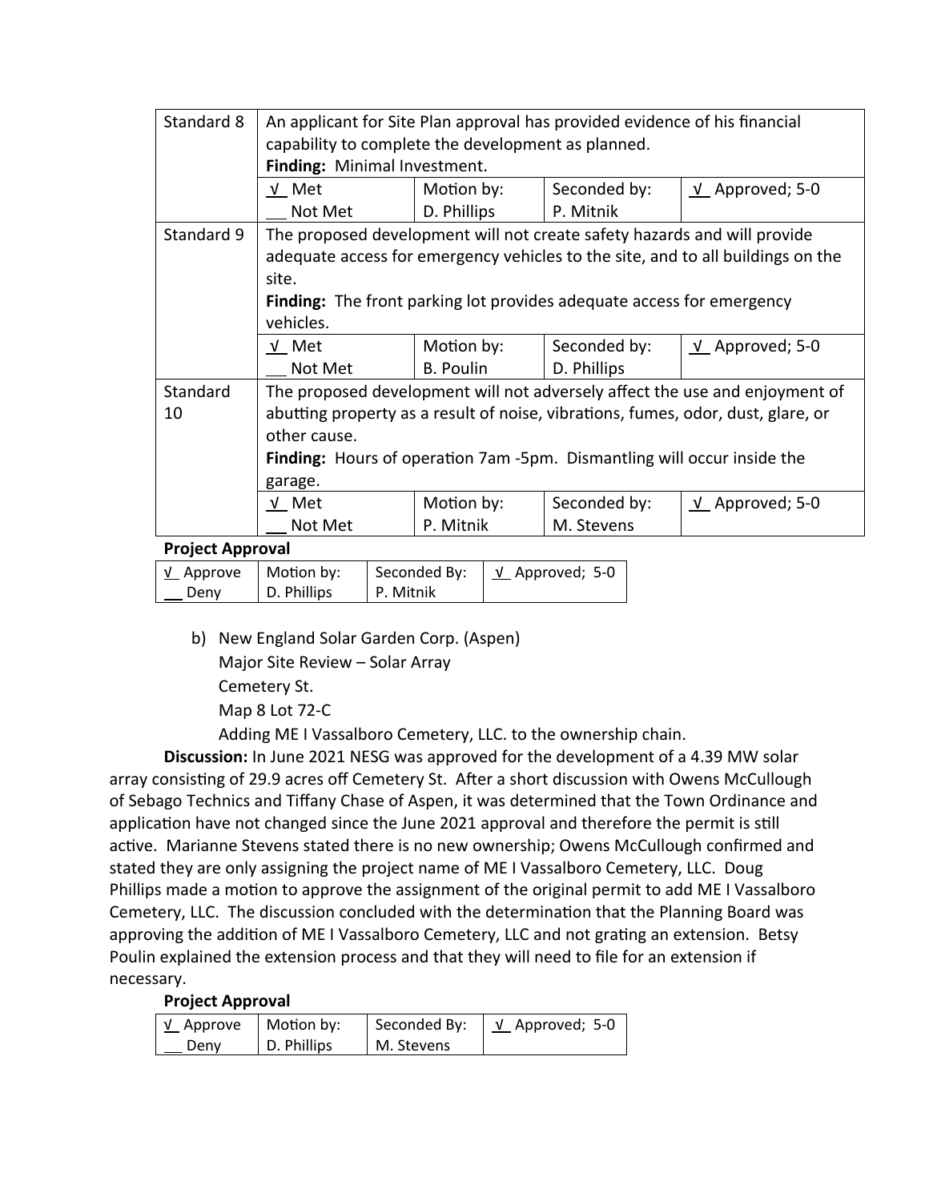| | | | | |
|---|---|---|---|---|
| Standard 8 | An applicant for Site Plan approval has provided evidence of his financial capability to complete the development as planned.<br>**Finding:** Minimal Investment. | | | |
| | √ Met<br>__ Not Met | Motion by:<br>D. Phillips | Seconded by:<br>P. Mitnik | √ Approved; 5-0 |
| Standard 9 | The proposed development will not create safety hazards and will provide adequate access for emergency vehicles to the site, and to all buildings on the site.<br>**Finding:** The front parking lot provides adequate access for emergency vehicles. | | | |
| | √ Met<br>__ Not Met | Motion by:<br>B. Poulin | Seconded by:<br>D. Phillips | √ Approved; 5-0 |
| Standard 10 | The proposed development will not adversely affect the use and enjoyment of abutting property as a result of noise, vibrations, fumes, odor, dust, glare, or other cause.<br>**Finding:** Hours of operation 7am -5pm. Dismantling will occur inside the garage. | | | |
| | √ Met<br>__ Not Met | Motion by:<br>P. Mitnik | Seconded by:<br>M. Stevens | √ Approved; 5-0 |

**Project Approval**

| | | | |
|---|---|---|---|
| √ Approve<br>__ Deny | Motion by:<br>D. Phillips | Seconded By:<br>P. Mitnik | √ Approved; 5-0 |

b) New England Solar Garden Corp. (Aspen)
Major Site Review – Solar Array
Cemetery St.
Map 8 Lot 72-C
Adding ME I Vassalboro Cemetery, LLC. to the ownership chain.

**Discussion:** In June 2021 NESG was approved for the development of a 4.39 MW solar array consisting of 29.9 acres off Cemetery St. After a short discussion with Owens McCullough of Sebago Technics and Tiffany Chase of Aspen, it was determined that the Town Ordinance and application have not changed since the June 2021 approval and therefore the permit is still active. Marianne Stevens stated there is no new ownership; Owens McCullough confirmed and stated they are only assigning the project name of ME I Vassalboro Cemetery, LLC. Doug Phillips made a motion to approve the assignment of the original permit to add ME I Vassalboro Cemetery, LLC. The discussion concluded with the determination that the Planning Board was approving the addition of ME I Vassalboro Cemetery, LLC and not grating an extension. Betsy Poulin explained the extension process and that they will need to file for an extension if necessary.

**Project Approval**

| | | | |
|---|---|---|---|
| √ Approve<br>__ Deny | Motion by:<br>D. Phillips | Seconded By:<br>M. Stevens | √ Approved; 5-0 |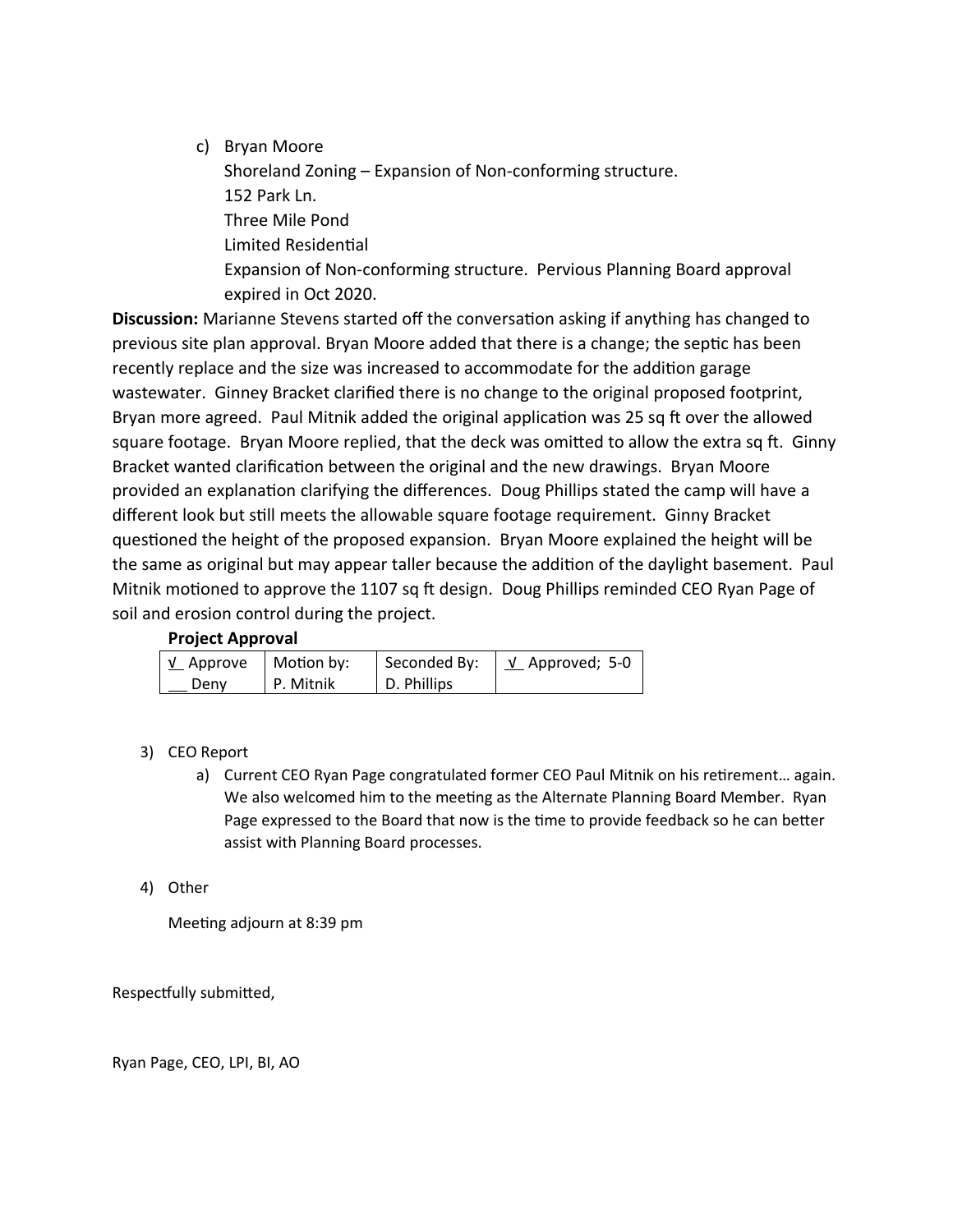c) Bryan Moore
   Shoreland Zoning – Expansion of Non-conforming structure.
   152 Park Ln.
   Three Mile Pond
   Limited Residential
   Expansion of Non-conforming structure. Pervious Planning Board approval expired in Oct 2020.

**Discussion:** Marianne Stevens started off the conversation asking if anything has changed to previous site plan approval. Bryan Moore added that there is a change; the septic has been recently replace and the size was increased to accommodate for the addition garage wastewater. Ginney Bracket clarified there is no change to the original proposed footprint, Bryan more agreed. Paul Mitnik added the original application was 25 sq ft over the allowed square footage. Bryan Moore replied, that the deck was omitted to allow the extra sq ft. Ginny Bracket wanted clarification between the original and the new drawings. Bryan Moore provided an explanation clarifying the differences. Doug Phillips stated the camp will have a different look but still meets the allowable square footage requirement. Ginny Bracket questioned the height of the proposed expansion. Bryan Moore explained the height will be the same as original but may appear taller because the addition of the daylight basement. Paul Mitnik motioned to approve the 1107 sq ft design. Doug Phillips reminded CEO Ryan Page of soil and erosion control during the project.

**Project Approval**

| | | | |
|---|---|---|---|
| √ Approve<br>___ Deny | Motion by:<br>P. Mitnik | Seconded By:<br>D. Phillips | √ Approved; 5-0 |

3) CEO Report
   a) Current CEO Ryan Page congratulated former CEO Paul Mitnik on his retirement… again. We also welcomed him to the meeting as the Alternate Planning Board Member. Ryan Page expressed to the Board that now is the time to provide feedback so he can better assist with Planning Board processes.

4) Other

   Meeting adjourn at 8:39 pm

Respectfully submitted,

Ryan Page, CEO, LPI, BI, AO